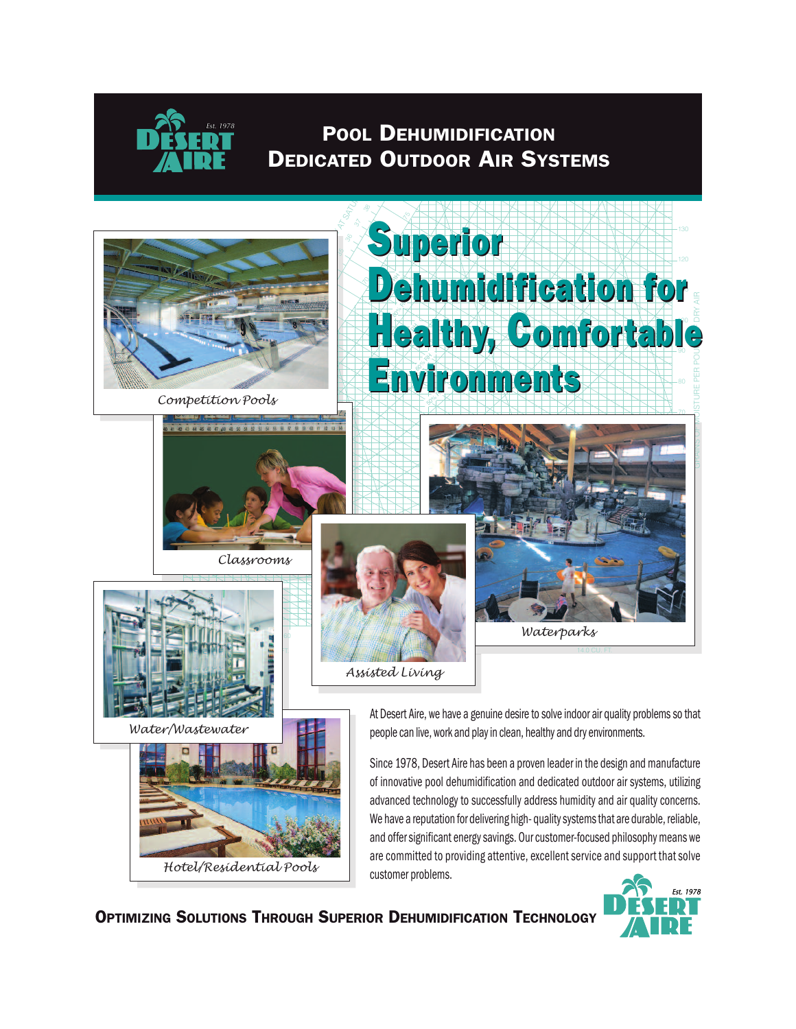# Pool Dehumidification
# Dedicated Outdoor Air Systems

## Superior Dehumidification for Healthy, Comfortable Environments

*Competition Pools*

*Classrooms*

*Waterparks*

*Assisted Living*

*Water/Wastewater*

*Hotel/Residential Pools*

At Desert Aire, we have a genuine desire to solve indoor air quality problems so that people can live, work and play in clean, healthy and dry environments.

Since 1978, Desert Aire has been a proven leader in the design and manufacture of innovative pool dehumidification and dedicated outdoor air systems, utilizing advanced technology to successfully address humidity and air quality concerns. We have a reputation for delivering high- quality systems that are durable, reliable, and offer significant energy savings. Our customer-focused philosophy means we are committed to providing attentive, excellent service and support that solve customer problems.

**Optimizing Solutions Through Superior Dehumidification Technology**

Desert Aire Est. 1978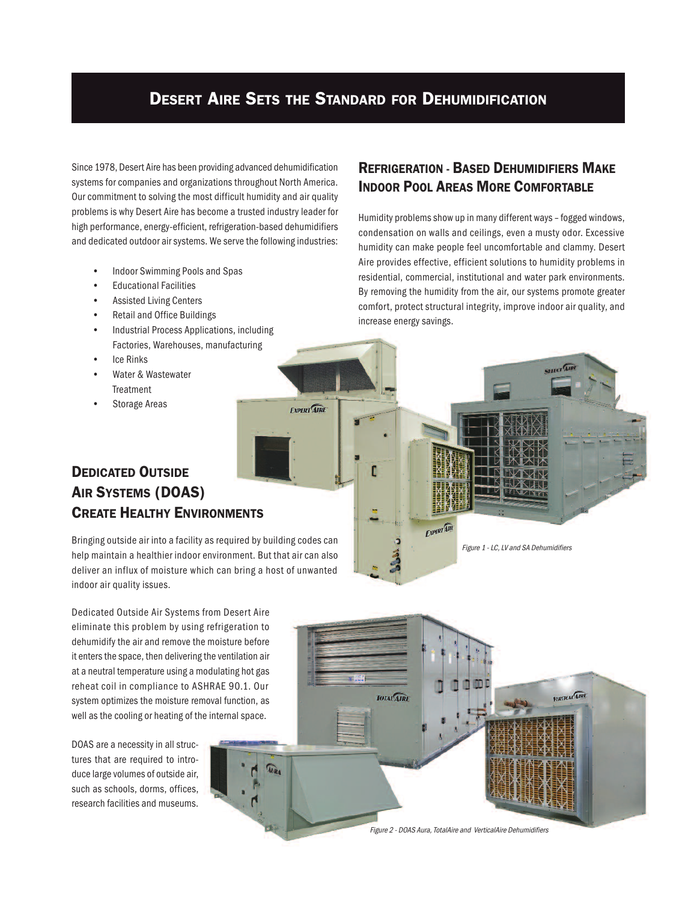# Desert Aire Sets the Standard for Dehumidification

Since 1978, Desert Aire has been providing advanced dehumidification systems for companies and organizations throughout North America. Our commitment to solving the most difficult humidity and air quality problems is why Desert Aire has become a trusted industry leader for high performance, energy-efficient, refrigeration-based dehumidifiers and dedicated outdoor air systems. We serve the following industries:

- Indoor Swimming Pools and Spas
- Educational Facilities
- Assisted Living Centers
- Retail and Office Buildings
- Industrial Process Applications, including Factories, Warehouses, manufacturing
- Ice Rinks
- Water & Wastewater Treatment
- Storage Areas

## Refrigeration - Based Dehumidifiers Make Indoor Pool Areas More Comfortable

Humidity problems show up in many different ways – fogged windows, condensation on walls and ceilings, even a musty odor. Excessive humidity can make people feel uncomfortable and clammy. Desert Aire provides effective, efficient solutions to humidity problems in residential, commercial, institutional and water park environments. By removing the humidity from the air, our systems promote greater comfort, protect structural integrity, improve indoor air quality, and increase energy savings.

*Figure 1 - LC, LV and SA Dehumidifiers*

## Dedicated Outside Air Systems (DOAS) Create Healthy Environments

Bringing outside air into a facility as required by building codes can help maintain a healthier indoor environment. But that air can also deliver an influx of moisture which can bring a host of unwanted indoor air quality issues.

Dedicated Outside Air Systems from Desert Aire eliminate this problem by using refrigeration to dehumidify the air and remove the moisture before it enters the space, then delivering the ventilation air at a neutral temperature using a modulating hot gas reheat coil in compliance to ASHRAE 90.1. Our system optimizes the moisture removal function, as well as the cooling or heating of the internal space.

DOAS are a necessity in all structures that are required to introduce large volumes of outside air, such as schools, dorms, offices, research facilities and museums.

*Figure 2 - DOAS Aura, TotalAire and VerticalAire Dehumidifiers*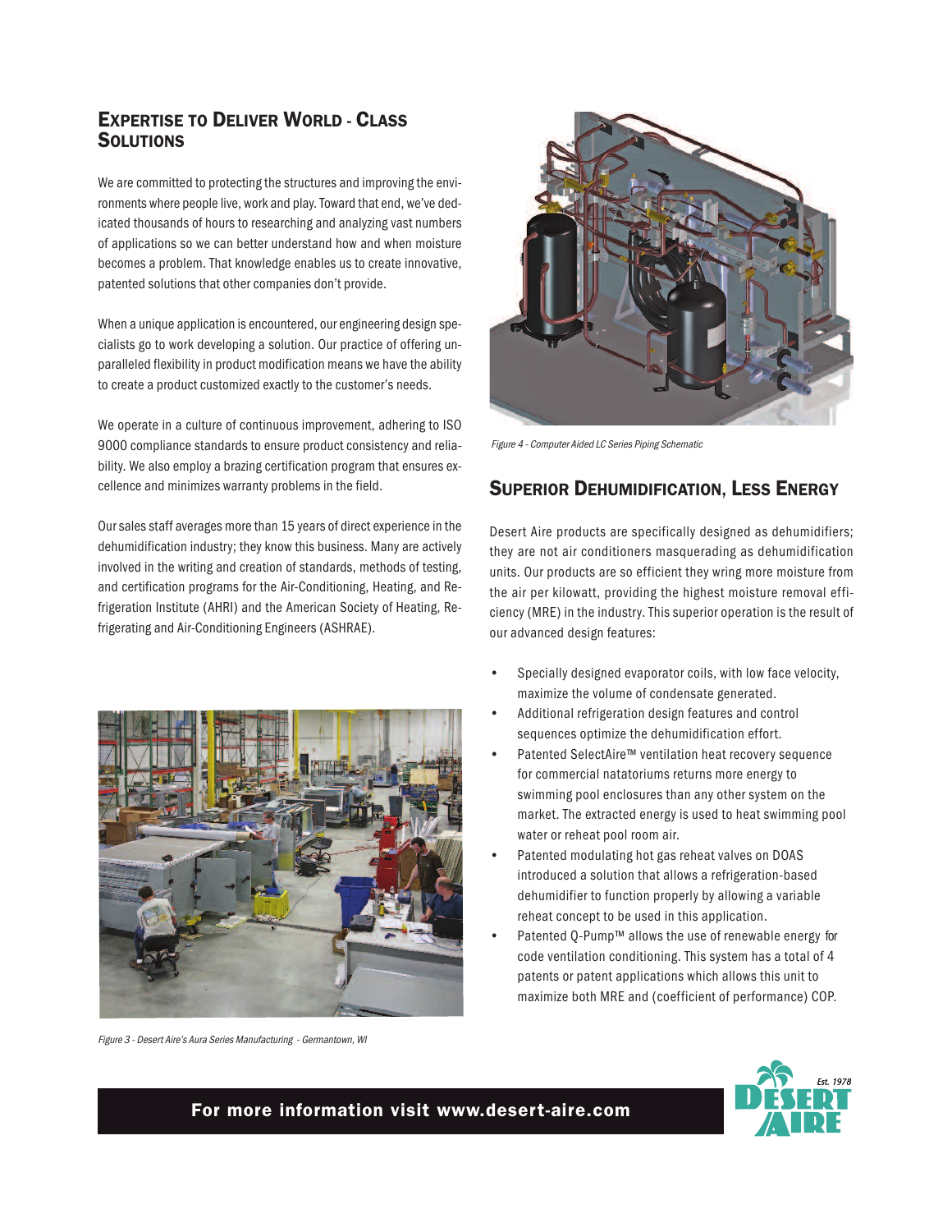## Expertise to Deliver World - Class Solutions

We are committed to protecting the structures and improving the environments where people live, work and play. Toward that end, we've dedicated thousands of hours to researching and analyzing vast numbers of applications so we can better understand how and when moisture becomes a problem. That knowledge enables us to create innovative, patented solutions that other companies don't provide.

When a unique application is encountered, our engineering design specialists go to work developing a solution. Our practice of offering unparalleled flexibility in product modification means we have the ability to create a product customized exactly to the customer's needs.

We operate in a culture of continuous improvement, adhering to ISO 9000 compliance standards to ensure product consistency and reliability. We also employ a brazing certification program that ensures excellence and minimizes warranty problems in the field.

Our sales staff averages more than 15 years of direct experience in the dehumidification industry; they know this business. Many are actively involved in the writing and creation of standards, methods of testing, and certification programs for the Air-Conditioning, Heating, and Refrigeration Institute (AHRI) and the American Society of Heating, Refrigerating and Air-Conditioning Engineers (ASHRAE).

*Figure 3 - Desert Aire's Aura Series Manufacturing - Germantown, WI*

*Figure 4 - Computer Aided LC Series Piping Schematic*

## Superior Dehumidification, Less Energy

Desert Aire products are specifically designed as dehumidifiers; they are not air conditioners masquerading as dehumidification units. Our products are so efficient they wring more moisture from the air per kilowatt, providing the highest moisture removal efficiency (MRE) in the industry. This superior operation is the result of our advanced design features:

- Specially designed evaporator coils, with low face velocity, maximize the volume of condensate generated.
- Additional refrigeration design features and control sequences optimize the dehumidification effort.
- Patented SelectAire™ ventilation heat recovery sequence for commercial natatoriums returns more energy to swimming pool enclosures than any other system on the market. The extracted energy is used to heat swimming pool water or reheat pool room air.
- Patented modulating hot gas reheat valves on DOAS introduced a solution that allows a refrigeration-based dehumidifier to function properly by allowing a variable reheat concept to be used in this application.
- Patented Q-Pump™ allows the use of renewable energy for code ventilation conditioning. This system has a total of 4 patents or patent applications which allows this unit to maximize both MRE and (coefficient of performance) COP.

**For more information visit www.desert-aire.com**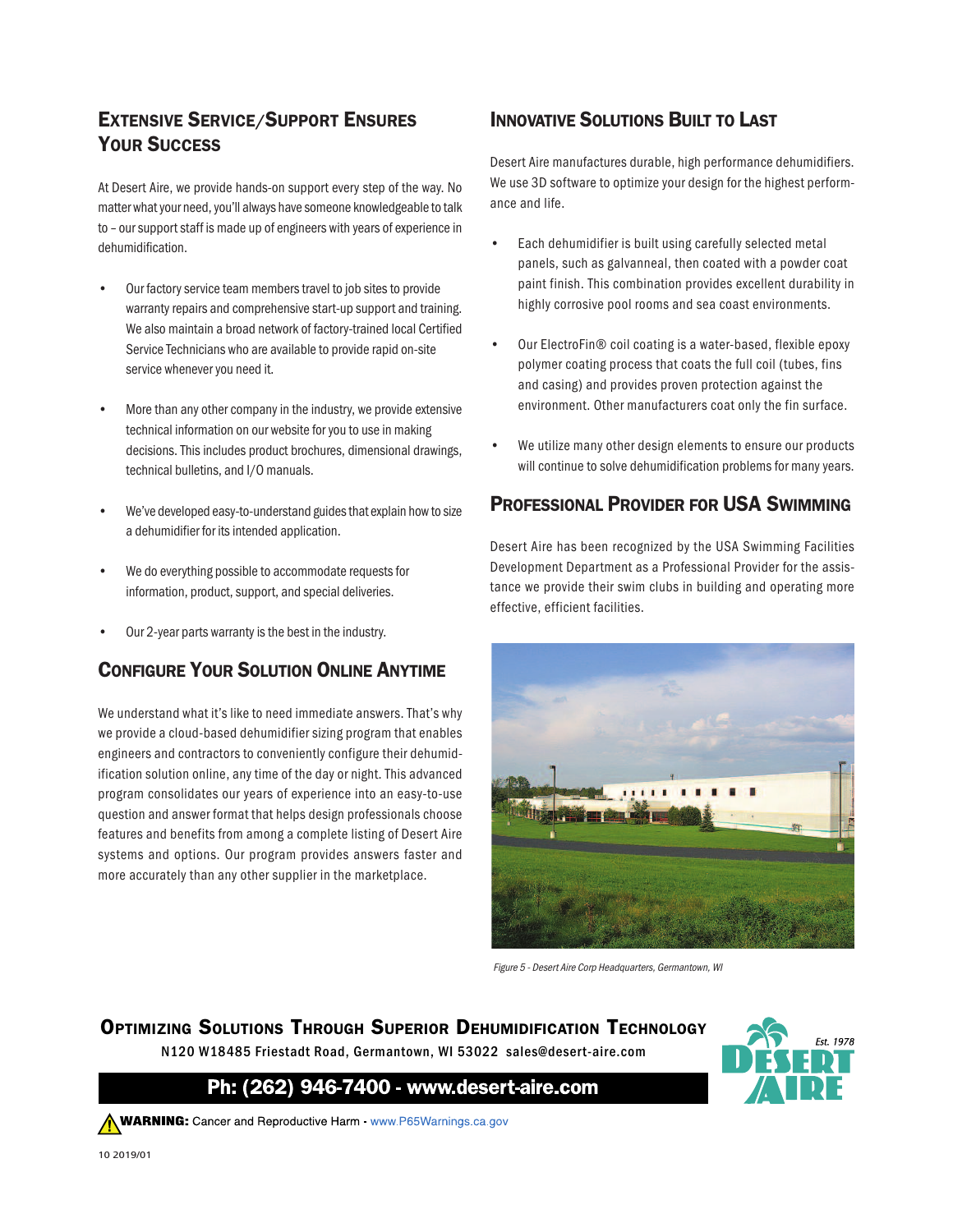## Extensive Service/Support Ensures Your Success

At Desert Aire, we provide hands-on support every step of the way. No matter what your need, you'll always have someone knowledgeable to talk to – our support staff is made up of engineers with years of experience in dehumidification.

- Our factory service team members travel to job sites to provide warranty repairs and comprehensive start-up support and training. We also maintain a broad network of factory-trained local Certified Service Technicians who are available to provide rapid on-site service whenever you need it.
- More than any other company in the industry, we provide extensive technical information on our website for you to use in making decisions. This includes product brochures, dimensional drawings, technical bulletins, and I/O manuals.
- We've developed easy-to-understand guides that explain how to size a dehumidifier for its intended application.
- We do everything possible to accommodate requests for information, product, support, and special deliveries.
- Our 2-year parts warranty is the best in the industry.

## Configure Your Solution Online Anytime

We understand what it's like to need immediate answers. That's why we provide a cloud-based dehumidifier sizing program that enables engineers and contractors to conveniently configure their dehumidification solution online, any time of the day or night. This advanced program consolidates our years of experience into an easy-to-use question and answer format that helps design professionals choose features and benefits from among a complete listing of Desert Aire systems and options. Our program provides answers faster and more accurately than any other supplier in the marketplace.

## Innovative Solutions Built to Last

Desert Aire manufactures durable, high performance dehumidifiers. We use 3D software to optimize your design for the highest performance and life.

- Each dehumidifier is built using carefully selected metal panels, such as galvanneal, then coated with a powder coat paint finish. This combination provides excellent durability in highly corrosive pool rooms and sea coast environments.
- Our ElectroFin® coil coating is a water-based, flexible epoxy polymer coating process that coats the full coil (tubes, fins and casing) and provides proven protection against the environment. Other manufacturers coat only the fin surface.
- We utilize many other design elements to ensure our products will continue to solve dehumidification problems for many years.

## Professional Provider for USA Swimming

Desert Aire has been recognized by the USA Swimming Facilities Development Department as a Professional Provider for the assistance we provide their swim clubs in building and operating more effective, efficient facilities.

*Figure 5 - Desert Aire Corp Headquarters, Germantown, WI*

**Optimizing Solutions Through Superior Dehumidification Technology**

N120 W18485 Friestadt Road, Germantown, WI 53022 sales@desert-aire.com

**Ph: (262) 946-7400 - www.desert-aire.com**

Desert Aire Est. 1978

**WARNING:** Cancer and Reproductive Harm - www.P65Warnings.ca.gov

10 2019/01